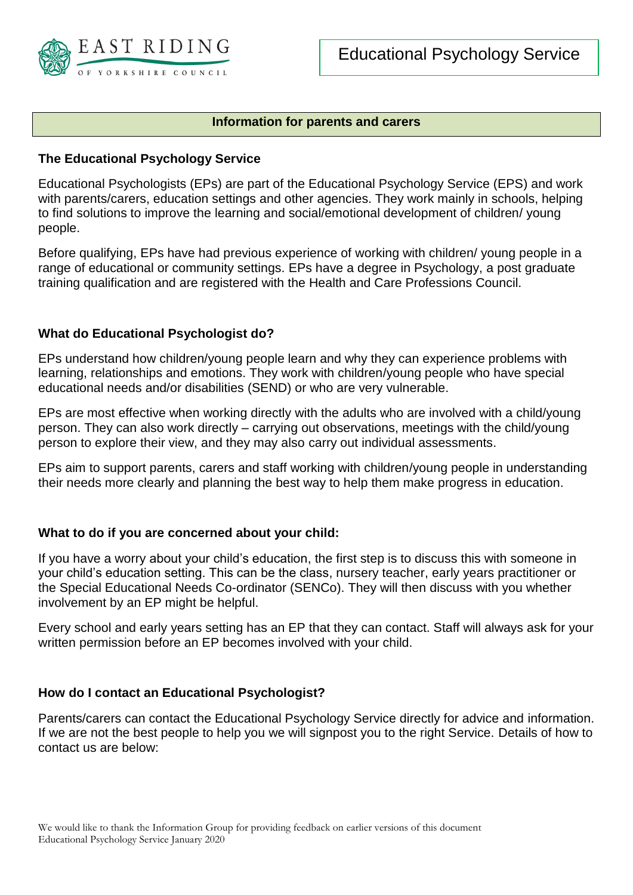EAST RIDING OF YORKSHIRE COUNCIL

# Educational Psychology Service

## Information for parents and carers

### The Educational Psychology Service

Educational Psychologists (EPs) are part of the Educational Psychology Service (EPS) and work with parents/carers, education settings and other agencies. They work mainly in schools, helping to find solutions to improve the learning and social/emotional development of children/ young people.

Before qualifying, EPs have had previous experience of working with children/ young people in a range of educational or community settings. EPs have a degree in Psychology, a post graduate training qualification and are registered with the Health and Care Professions Council.

### What do Educational Psychologist do?

EPs understand how children/young people learn and why they can experience problems with learning, relationships and emotions. They work with children/young people who have special educational needs and/or disabilities (SEND) or who are very vulnerable.

EPs are most effective when working directly with the adults who are involved with a child/young person. They can also work directly – carrying out observations, meetings with the child/young person to explore their view, and they may also carry out individual assessments.

EPs aim to support parents, carers and staff working with children/young people in understanding their needs more clearly and planning the best way to help them make progress in education.

### What to do if you are concerned about your child:

If you have a worry about your child's education, the first step is to discuss this with someone in your child's education setting. This can be the class, nursery teacher, early years practitioner or the Special Educational Needs Co-ordinator (SENCo). They will then discuss with you whether involvement by an EP might be helpful.

Every school and early years setting has an EP that they can contact. Staff will always ask for your written permission before an EP becomes involved with your child.

### How do I contact an Educational Psychologist?

Parents/carers can contact the Educational Psychology Service directly for advice and information. If we are not the best people to help you we will signpost you to the right Service. Details of how to contact us are below:

We would like to thank the Information Group for providing feedback on earlier versions of this document
Educational Psychology Service January 2020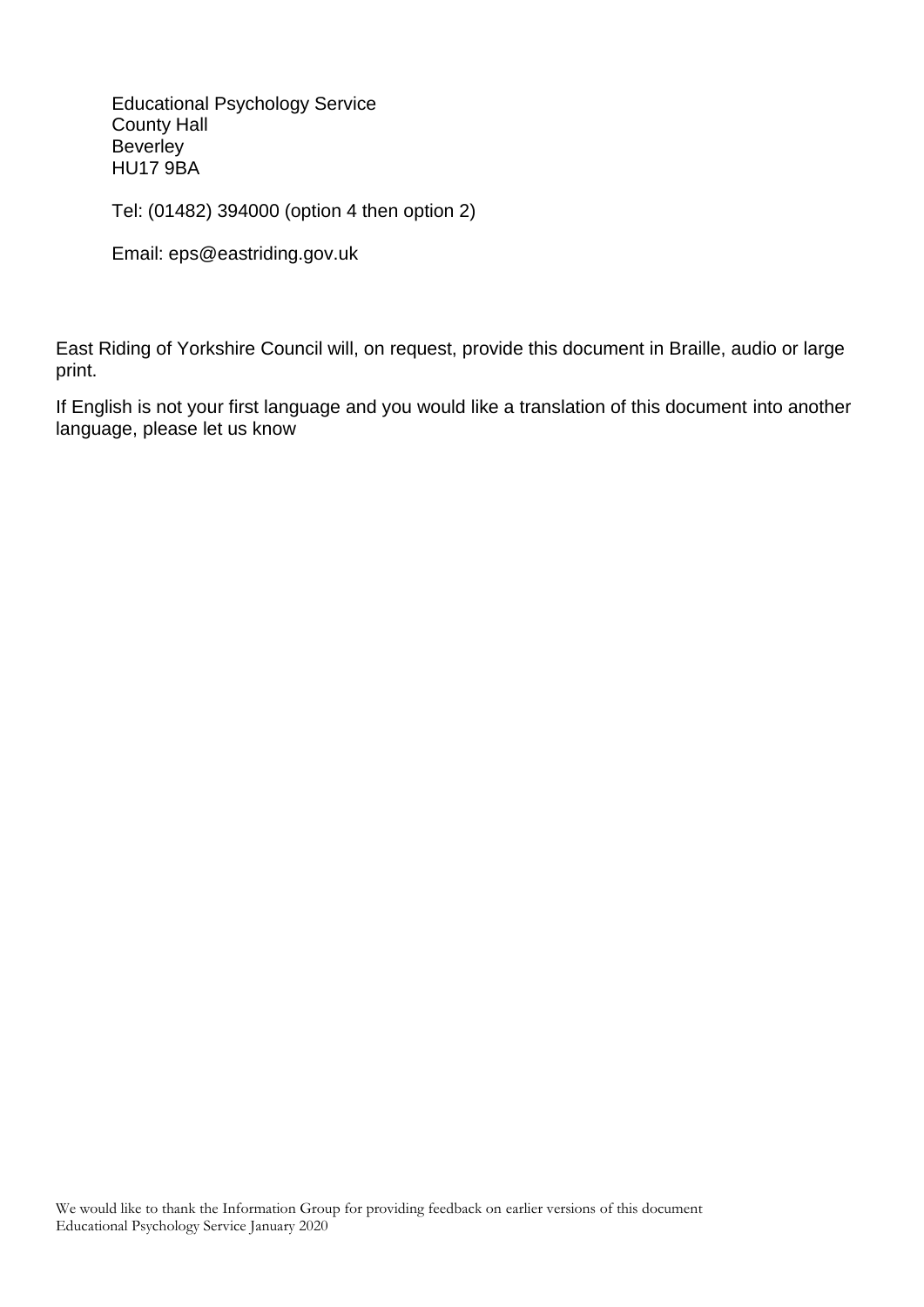Educational Psychology Service
County Hall
Beverley
HU17 9BA

Tel: (01482) 394000 (option 4 then option 2)

Email: eps@eastriding.gov.uk

East Riding of Yorkshire Council will, on request, provide this document in Braille, audio or large print.

If English is not your first language and you would like a translation of this document into another language, please let us know

We would like to thank the Information Group for providing feedback on earlier versions of this document
Educational Psychology Service January 2020